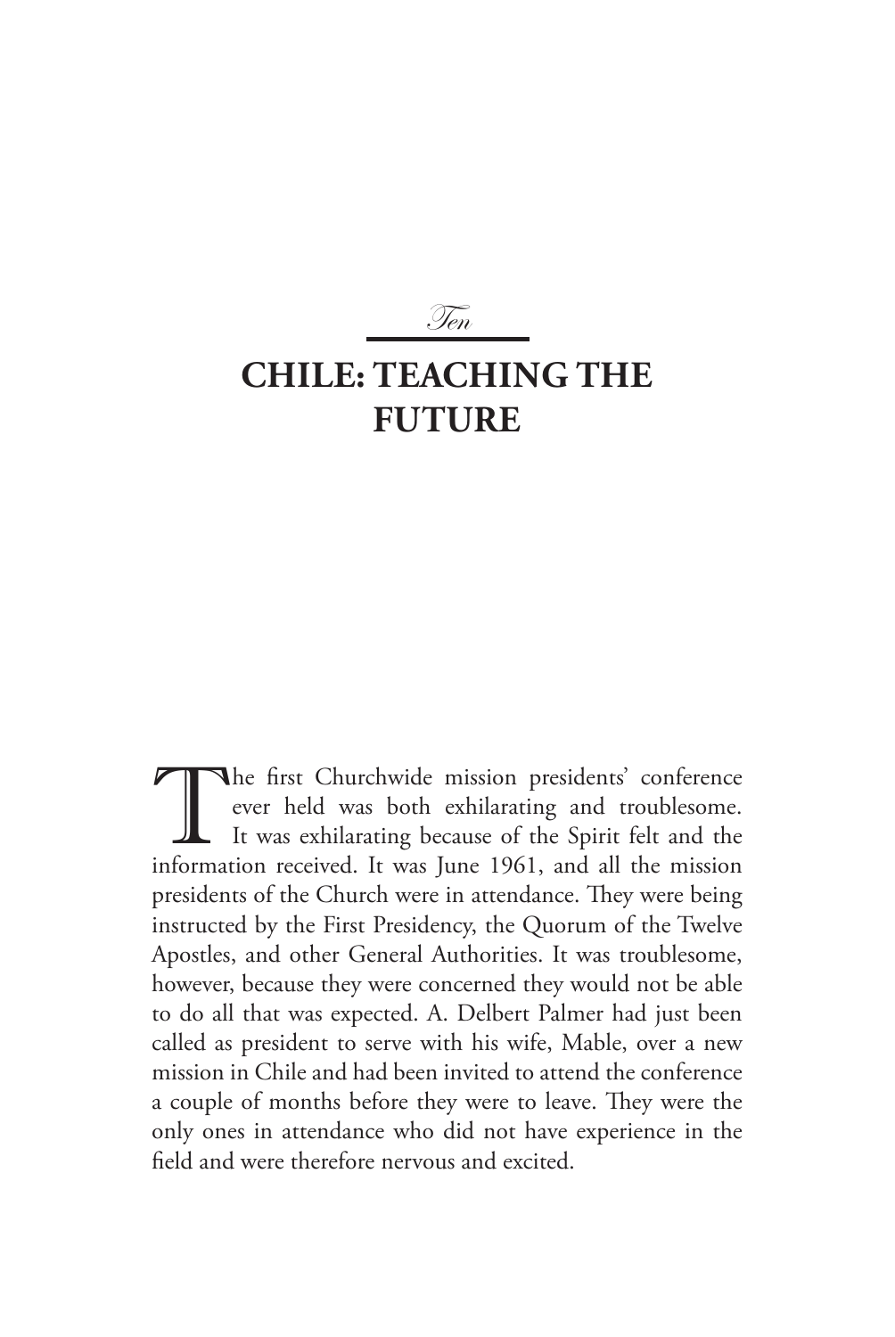*Ten*

# CHILE: TEACHING THE FUTURE

The first Churchwide mission presidents' conference ever held was both exhilarating and troublesome. It was exhilarating because of the Spirit felt and the information received. It was June 1961, and all the mission presidents of the Church were in attendance. They were being instructed by the First Presidency, the Quorum of the Twelve Apostles, and other General Authorities. It was troublesome, however, because they were concerned they would not be able to do all that was expected. A. Delbert Palmer had just been called as president to serve with his wife, Mable, over a new mission in Chile and had been invited to attend the conference a couple of months before they were to leave. They were the only ones in attendance who did not have experience in the field and were therefore nervous and excited.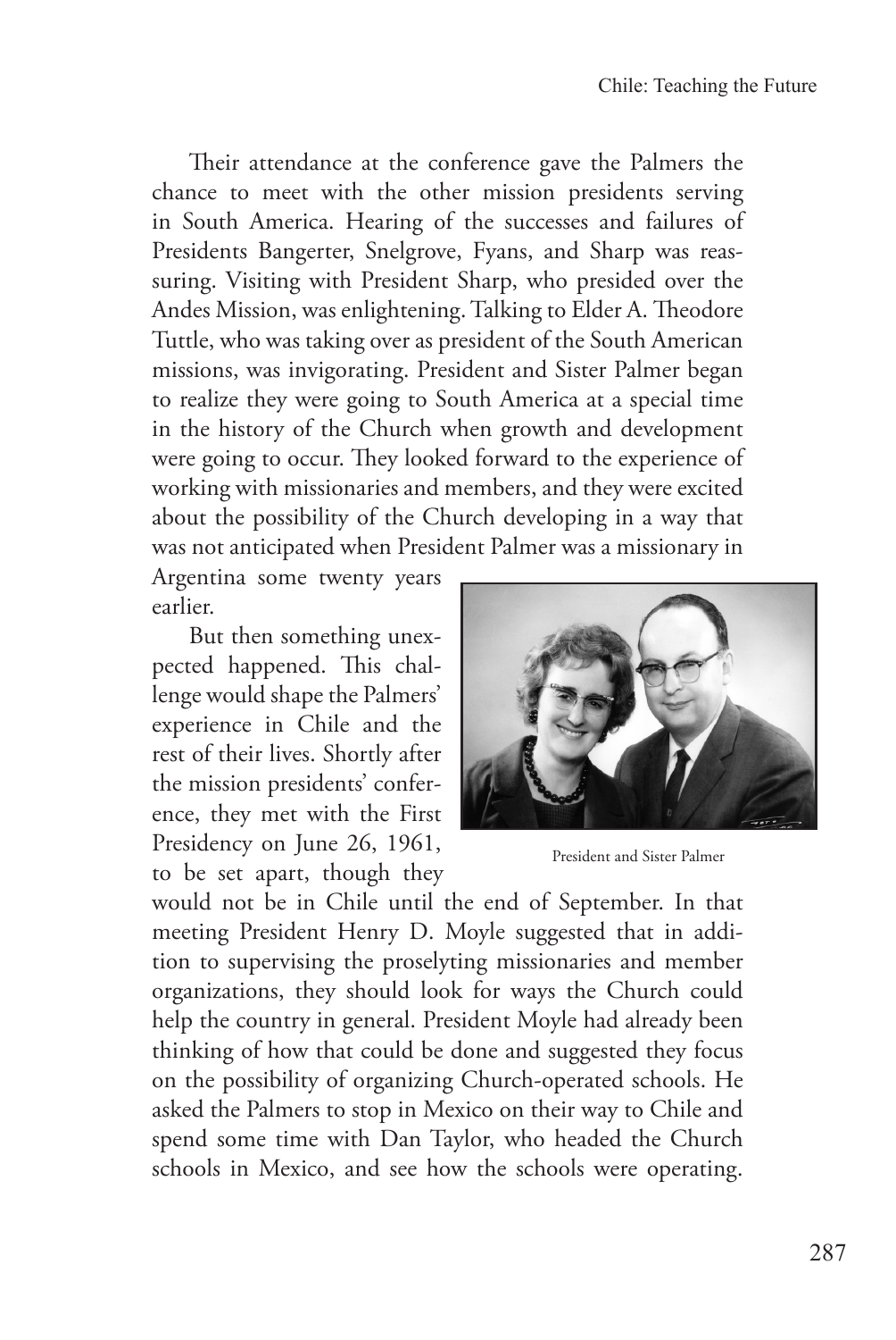Their attendance at the conference gave the Palmers the chance to meet with the other mission presidents serving in South America. Hearing of the successes and failures of Presidents Bangerter, Snelgrove, Fyans, and Sharp was reassuring. Visiting with President Sharp, who presided over the Andes Mission, was enlightening. Talking to Elder A. Theodore Tuttle, who was taking over as president of the South American missions, was invigorating. President and Sister Palmer began to realize they were going to South America at a special time in the history of the Church when growth and development were going to occur. They looked forward to the experience of working with missionaries and members, and they were excited about the possibility of the Church developing in a way that was not anticipated when President Palmer was a missionary in Argentina some twenty years earlier.

But then something unexpected happened. This challenge would shape the Palmers' experience in Chile and the rest of their lives. Shortly after the mission presidents' conference, they met with the First Presidency on June 26, 1961, to be set apart, though they would not be in Chile until the end of September. In that meeting President Henry D. Moyle suggested that in addition to supervising the proselyting missionaries and member organizations, they should look for ways the Church could help the country in general. President Moyle had already been thinking of how that could be done and suggested they focus on the possibility of organizing Church-operated schools. He asked the Palmers to stop in Mexico on their way to Chile and spend some time with Dan Taylor, who headed the Church schools in Mexico, and see how the schools were operating.

President and Sister Palmer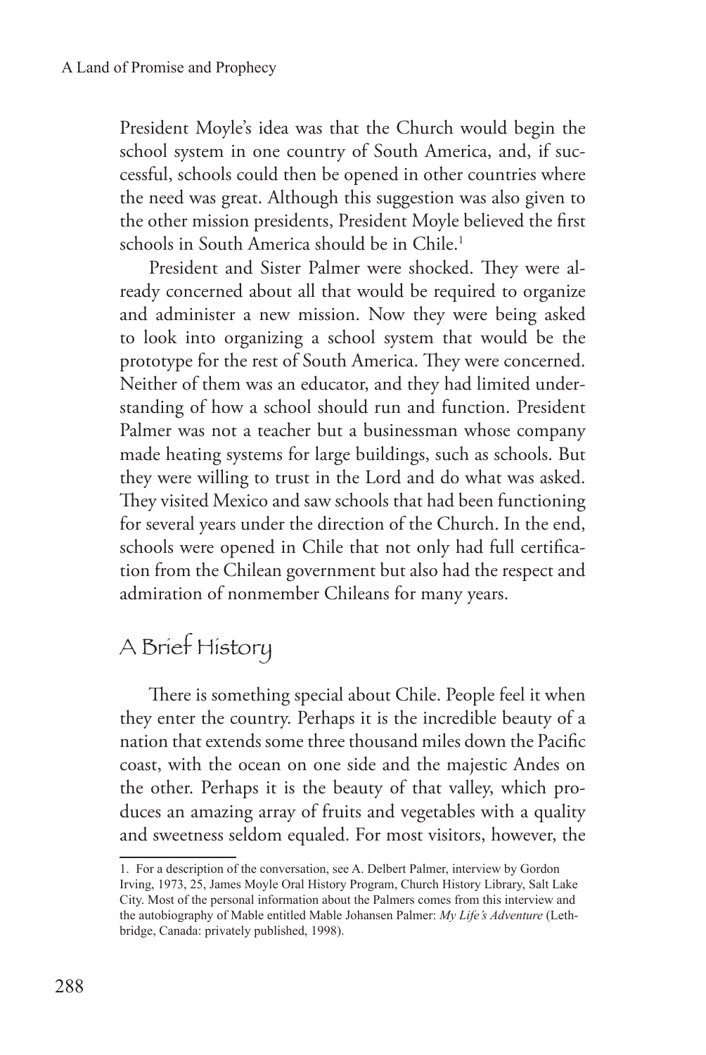President Moyle's idea was that the Church would begin the school system in one country of South America, and, if successful, schools could then be opened in other countries where the need was great. Although this suggestion was also given to the other mission presidents, President Moyle believed the first schools in South America should be in Chile.[1]

President and Sister Palmer were shocked. They were already concerned about all that would be required to organize and administer a new mission. Now they were being asked to look into organizing a school system that would be the prototype for the rest of South America. They were concerned. Neither of them was an educator, and they had limited understanding of how a school should run and function. President Palmer was not a teacher but a businessman whose company made heating systems for large buildings, such as schools. But they were willing to trust in the Lord and do what was asked. They visited Mexico and saw schools that had been functioning for several years under the direction of the Church. In the end, schools were opened in Chile that not only had full certification from the Chilean government but also had the respect and admiration of nonmember Chileans for many years.

## A Brief History

There is something special about Chile. People feel it when they enter the country. Perhaps it is the incredible beauty of a nation that extends some three thousand miles down the Pacific coast, with the ocean on one side and the majestic Andes on the other. Perhaps it is the beauty of that valley, which produces an amazing array of fruits and vegetables with a quality and sweetness seldom equaled. For most visitors, however, the

---

1. For a description of the conversation, see A. Delbert Palmer, interview by Gordon Irving, 1973, 25, James Moyle Oral History Program, Church History Library, Salt Lake City. Most of the personal information about the Palmers comes from this interview and the autobiography of Mable entitled Mable Johansen Palmer: *My Life's Adventure* (Lethbridge, Canada: privately published, 1998).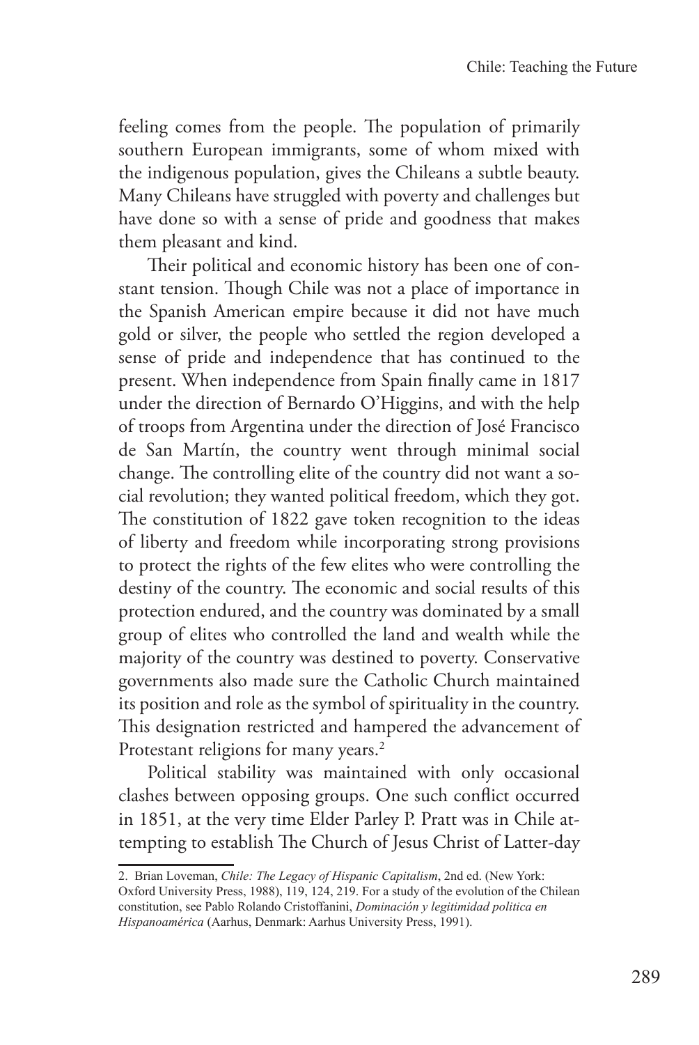feeling comes from the people. The population of primarily southern European immigrants, some of whom mixed with the indigenous population, gives the Chileans a subtle beauty. Many Chileans have struggled with poverty and challenges but have done so with a sense of pride and goodness that makes them pleasant and kind.

Their political and economic history has been one of constant tension. Though Chile was not a place of importance in the Spanish American empire because it did not have much gold or silver, the people who settled the region developed a sense of pride and independence that has continued to the present. When independence from Spain finally came in 1817 under the direction of Bernardo O'Higgins, and with the help of troops from Argentina under the direction of José Francisco de San Martín, the country went through minimal social change. The controlling elite of the country did not want a social revolution; they wanted political freedom, which they got. The constitution of 1822 gave token recognition to the ideas of liberty and freedom while incorporating strong provisions to protect the rights of the few elites who were controlling the destiny of the country. The economic and social results of this protection endured, and the country was dominated by a small group of elites who controlled the land and wealth while the majority of the country was destined to poverty. Conservative governments also made sure the Catholic Church maintained its position and role as the symbol of spirituality in the country. This designation restricted and hampered the advancement of Protestant religions for many years.[2]

Political stability was maintained with only occasional clashes between opposing groups. One such conflict occurred in 1851, at the very time Elder Parley P. Pratt was in Chile attempting to establish The Church of Jesus Christ of Latter-day

---

2. Brian Loveman, *Chile: The Legacy of Hispanic Capitalism*, 2nd ed. (New York: Oxford University Press, 1988), 119, 124, 219. For a study of the evolution of the Chilean constitution, see Pablo Rolando Cristoffanini, *Dominación y legitimidad politica en Hispanoamérica* (Aarhus, Denmark: Aarhus University Press, 1991).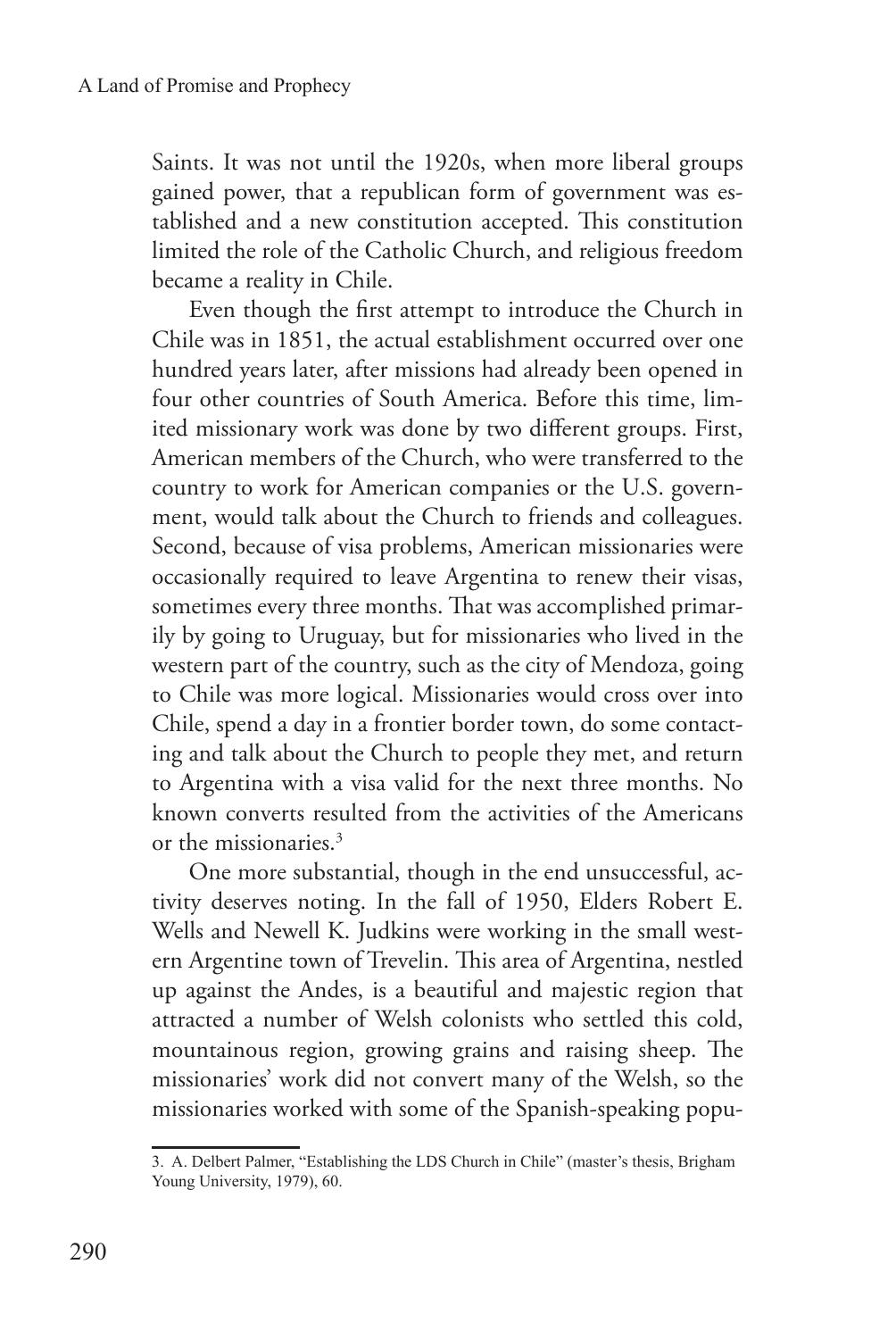Saints. It was not until the 1920s, when more liberal groups gained power, that a republican form of government was established and a new constitution accepted. This constitution limited the role of the Catholic Church, and religious freedom became a reality in Chile.

Even though the first attempt to introduce the Church in Chile was in 1851, the actual establishment occurred over one hundred years later, after missions had already been opened in four other countries of South America. Before this time, limited missionary work was done by two different groups. First, American members of the Church, who were transferred to the country to work for American companies or the U.S. government, would talk about the Church to friends and colleagues. Second, because of visa problems, American missionaries were occasionally required to leave Argentina to renew their visas, sometimes every three months. That was accomplished primarily by going to Uruguay, but for missionaries who lived in the western part of the country, such as the city of Mendoza, going to Chile was more logical. Missionaries would cross over into Chile, spend a day in a frontier border town, do some contacting and talk about the Church to people they met, and return to Argentina with a visa valid for the next three months. No known converts resulted from the activities of the Americans or the missionaries.[3]

One more substantial, though in the end unsuccessful, activity deserves noting. In the fall of 1950, Elders Robert E. Wells and Newell K. Judkins were working in the small western Argentine town of Trevelin. This area of Argentina, nestled up against the Andes, is a beautiful and majestic region that attracted a number of Welsh colonists who settled this cold, mountainous region, growing grains and raising sheep. The missionaries' work did not convert many of the Welsh, so the missionaries worked with some of the Spanish-speaking popu-

3. A. Delbert Palmer, "Establishing the LDS Church in Chile" (master's thesis, Brigham Young University, 1979), 60.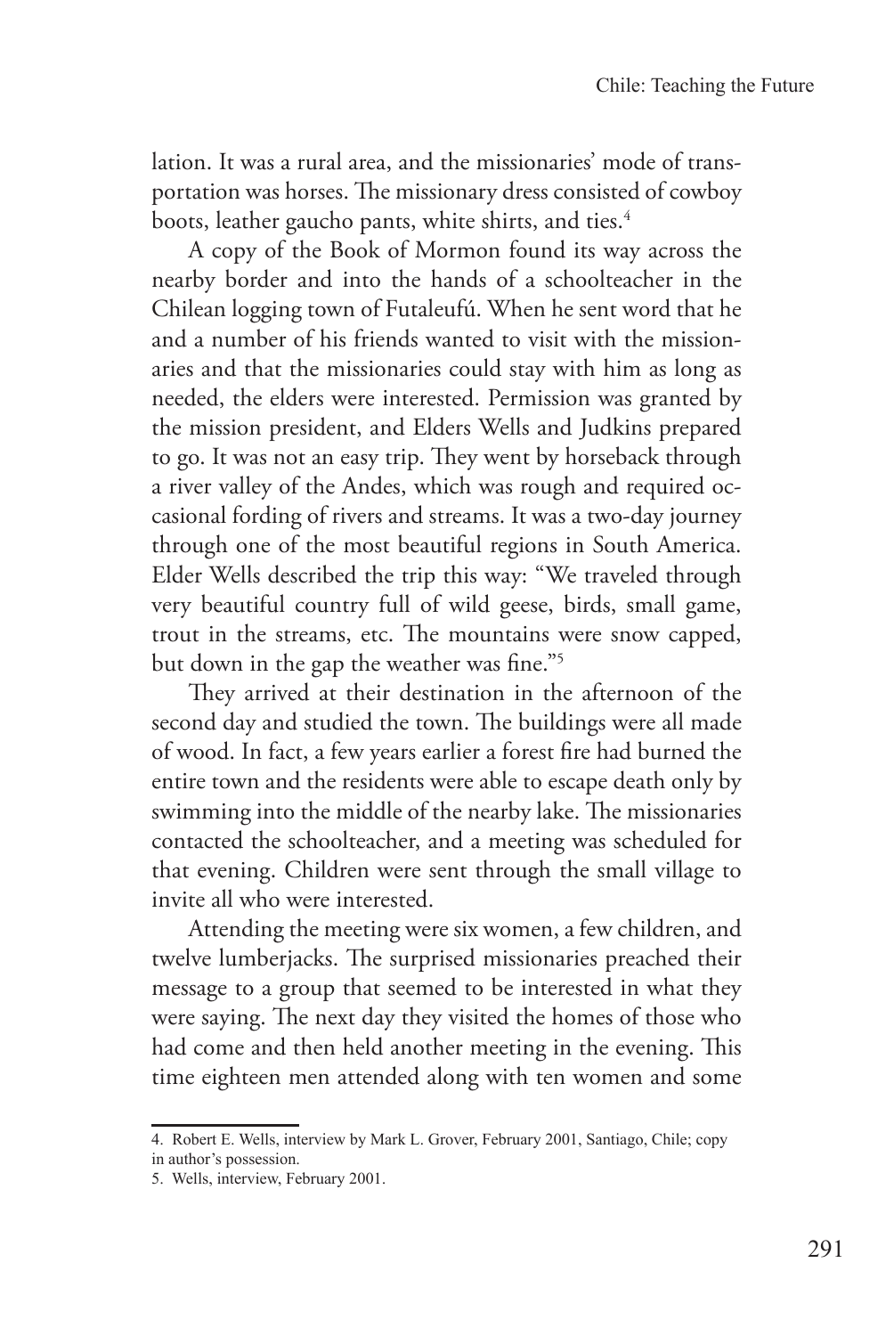lation. It was a rural area, and the missionaries' mode of transportation was horses. The missionary dress consisted of cowboy boots, leather gaucho pants, white shirts, and ties.[4]

A copy of the Book of Mormon found its way across the nearby border and into the hands of a schoolteacher in the Chilean logging town of Futaleufú. When he sent word that he and a number of his friends wanted to visit with the missionaries and that the missionaries could stay with him as long as needed, the elders were interested. Permission was granted by the mission president, and Elders Wells and Judkins prepared to go. It was not an easy trip. They went by horseback through a river valley of the Andes, which was rough and required occasional fording of rivers and streams. It was a two-day journey through one of the most beautiful regions in South America. Elder Wells described the trip this way: "We traveled through very beautiful country full of wild geese, birds, small game, trout in the streams, etc. The mountains were snow capped, but down in the gap the weather was fine."[5]

They arrived at their destination in the afternoon of the second day and studied the town. The buildings were all made of wood. In fact, a few years earlier a forest fire had burned the entire town and the residents were able to escape death only by swimming into the middle of the nearby lake. The missionaries contacted the schoolteacher, and a meeting was scheduled for that evening. Children were sent through the small village to invite all who were interested.

Attending the meeting were six women, a few children, and twelve lumberjacks. The surprised missionaries preached their message to a group that seemed to be interested in what they were saying. The next day they visited the homes of those who had come and then held another meeting in the evening. This time eighteen men attended along with ten women and some

4. Robert E. Wells, interview by Mark L. Grover, February 2001, Santiago, Chile; copy in author's possession.

5. Wells, interview, February 2001.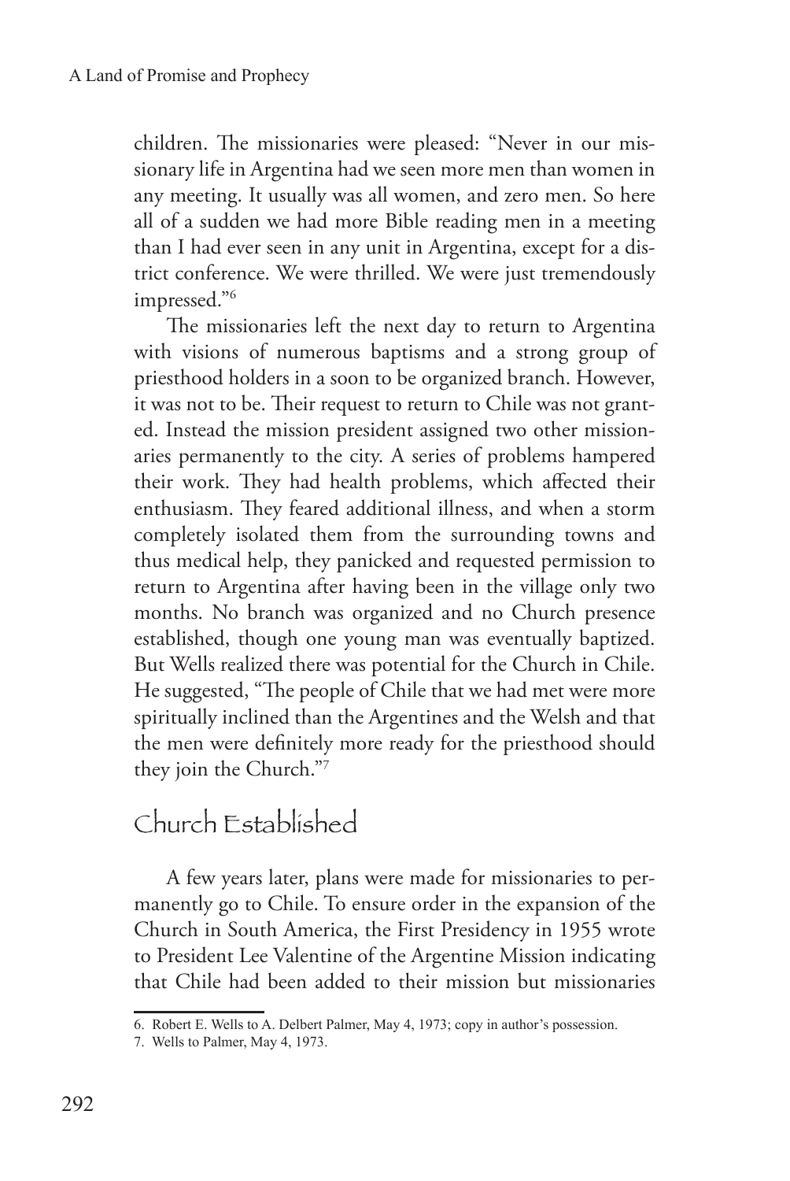children. The missionaries were pleased: "Never in our missionary life in Argentina had we seen more men than women in any meeting. It usually was all women, and zero men. So here all of a sudden we had more Bible reading men in a meeting than I had ever seen in any unit in Argentina, except for a district conference. We were thrilled. We were just tremendously impressed."[6]

The missionaries left the next day to return to Argentina with visions of numerous baptisms and a strong group of priesthood holders in a soon to be organized branch. However, it was not to be. Their request to return to Chile was not granted. Instead the mission president assigned two other missionaries permanently to the city. A series of problems hampered their work. They had health problems, which affected their enthusiasm. They feared additional illness, and when a storm completely isolated them from the surrounding towns and thus medical help, they panicked and requested permission to return to Argentina after having been in the village only two months. No branch was organized and no Church presence established, though one young man was eventually baptized. But Wells realized there was potential for the Church in Chile. He suggested, "The people of Chile that we had met were more spiritually inclined than the Argentines and the Welsh and that the men were definitely more ready for the priesthood should they join the Church."[7]

## Church Established

A few years later, plans were made for missionaries to permanently go to Chile. To ensure order in the expansion of the Church in South America, the First Presidency in 1955 wrote to President Lee Valentine of the Argentine Mission indicating that Chile had been added to their mission but missionaries

6. Robert E. Wells to A. Delbert Palmer, May 4, 1973; copy in author's possession.

7. Wells to Palmer, May 4, 1973.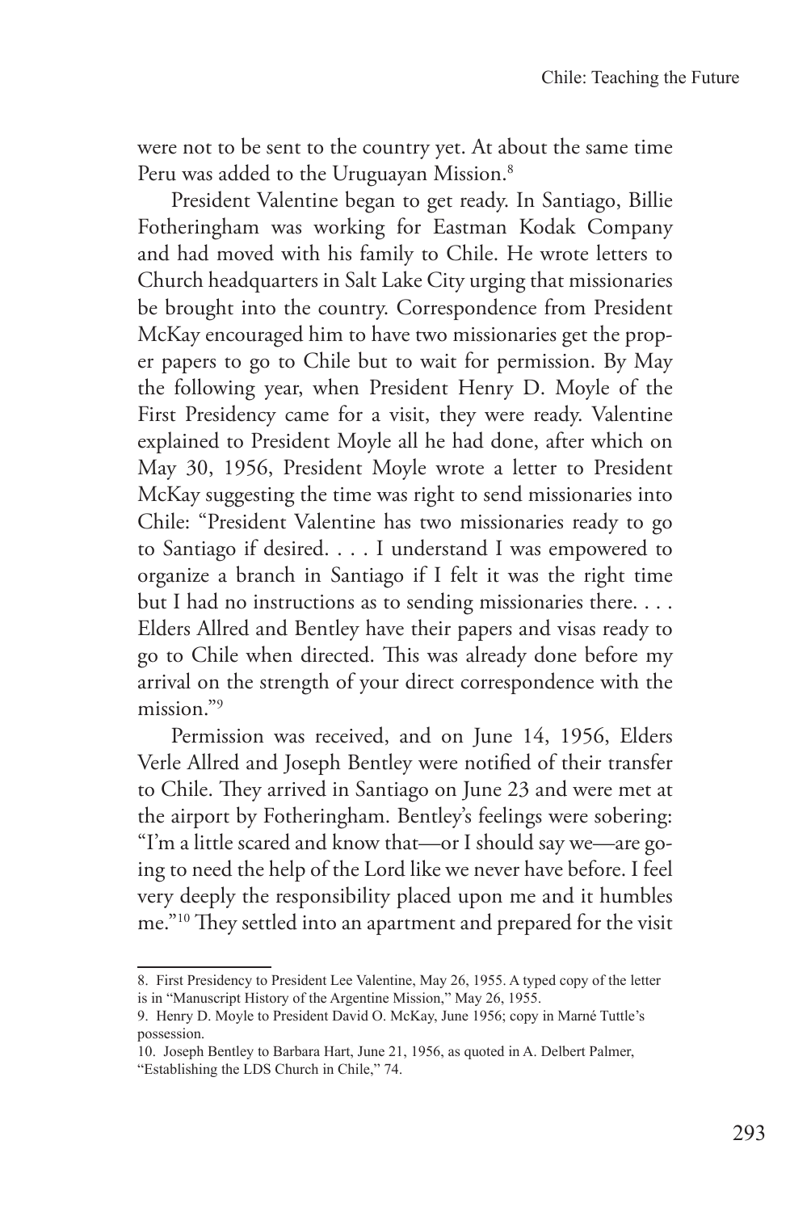were not to be sent to the country yet. At about the same time Peru was added to the Uruguayan Mission.[8]

President Valentine began to get ready. In Santiago, Billie Fotheringham was working for Eastman Kodak Company and had moved with his family to Chile. He wrote letters to Church headquarters in Salt Lake City urging that missionaries be brought into the country. Correspondence from President McKay encouraged him to have two missionaries get the proper papers to go to Chile but to wait for permission. By May the following year, when President Henry D. Moyle of the First Presidency came for a visit, they were ready. Valentine explained to President Moyle all he had done, after which on May 30, 1956, President Moyle wrote a letter to President McKay suggesting the time was right to send missionaries into Chile: "President Valentine has two missionaries ready to go to Santiago if desired. . . . I understand I was empowered to organize a branch in Santiago if I felt it was the right time but I had no instructions as to sending missionaries there. . . . Elders Allred and Bentley have their papers and visas ready to go to Chile when directed. This was already done before my arrival on the strength of your direct correspondence with the mission."[9]

Permission was received, and on June 14, 1956, Elders Verle Allred and Joseph Bentley were notified of their transfer to Chile. They arrived in Santiago on June 23 and were met at the airport by Fotheringham. Bentley's feelings were sobering: "I'm a little scared and know that—or I should say we—are going to need the help of the Lord like we never have before. I feel very deeply the responsibility placed upon me and it humbles me."[10] They settled into an apartment and prepared for the visit

---

8. First Presidency to President Lee Valentine, May 26, 1955. A typed copy of the letter is in "Manuscript History of the Argentine Mission," May 26, 1955.

9. Henry D. Moyle to President David O. McKay, June 1956; copy in Marné Tuttle's possession.

10. Joseph Bentley to Barbara Hart, June 21, 1956, as quoted in A. Delbert Palmer, "Establishing the LDS Church in Chile," 74.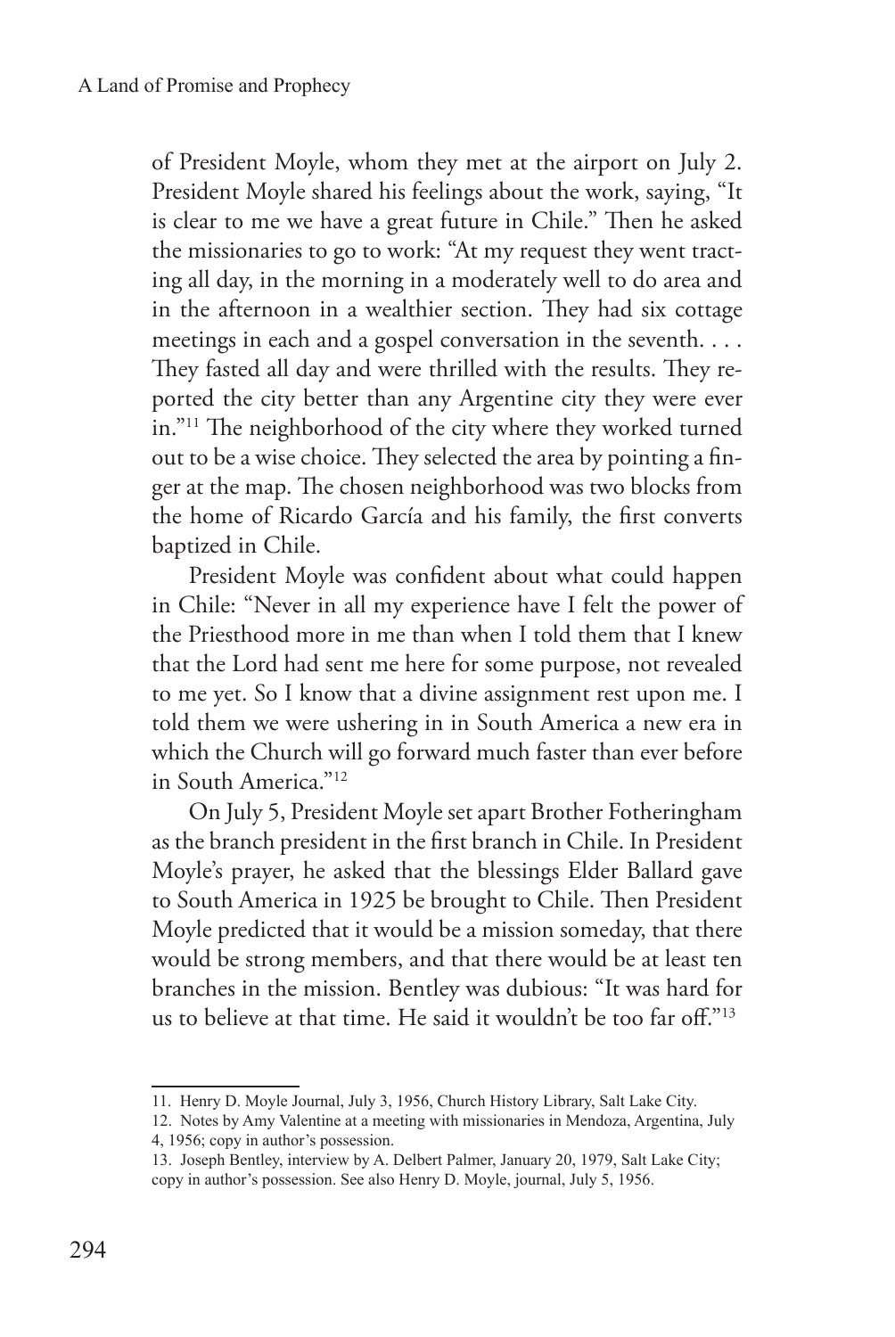of President Moyle, whom they met at the airport on July 2. President Moyle shared his feelings about the work, saying, "It is clear to me we have a great future in Chile." Then he asked the missionaries to go to work: "At my request they went tracting all day, in the morning in a moderately well to do area and in the afternoon in a wealthier section. They had six cottage meetings in each and a gospel conversation in the seventh. . . . They fasted all day and were thrilled with the results. They reported the city better than any Argentine city they were ever in."[11] The neighborhood of the city where they worked turned out to be a wise choice. They selected the area by pointing a finger at the map. The chosen neighborhood was two blocks from the home of Ricardo García and his family, the first converts baptized in Chile.

President Moyle was confident about what could happen in Chile: "Never in all my experience have I felt the power of the Priesthood more in me than when I told them that I knew that the Lord had sent me here for some purpose, not revealed to me yet. So I know that a divine assignment rest upon me. I told them we were ushering in in South America a new era in which the Church will go forward much faster than ever before in South America."[12]

On July 5, President Moyle set apart Brother Fotheringham as the branch president in the first branch in Chile. In President Moyle's prayer, he asked that the blessings Elder Ballard gave to South America in 1925 be brought to Chile. Then President Moyle predicted that it would be a mission someday, that there would be strong members, and that there would be at least ten branches in the mission. Bentley was dubious: "It was hard for us to believe at that time. He said it wouldn't be too far off."[13]

---

11. Henry D. Moyle Journal, July 3, 1956, Church History Library, Salt Lake City.
12. Notes by Amy Valentine at a meeting with missionaries in Mendoza, Argentina, July 4, 1956; copy in author's possession.
13. Joseph Bentley, interview by A. Delbert Palmer, January 20, 1979, Salt Lake City; copy in author's possession. See also Henry D. Moyle, journal, July 5, 1956.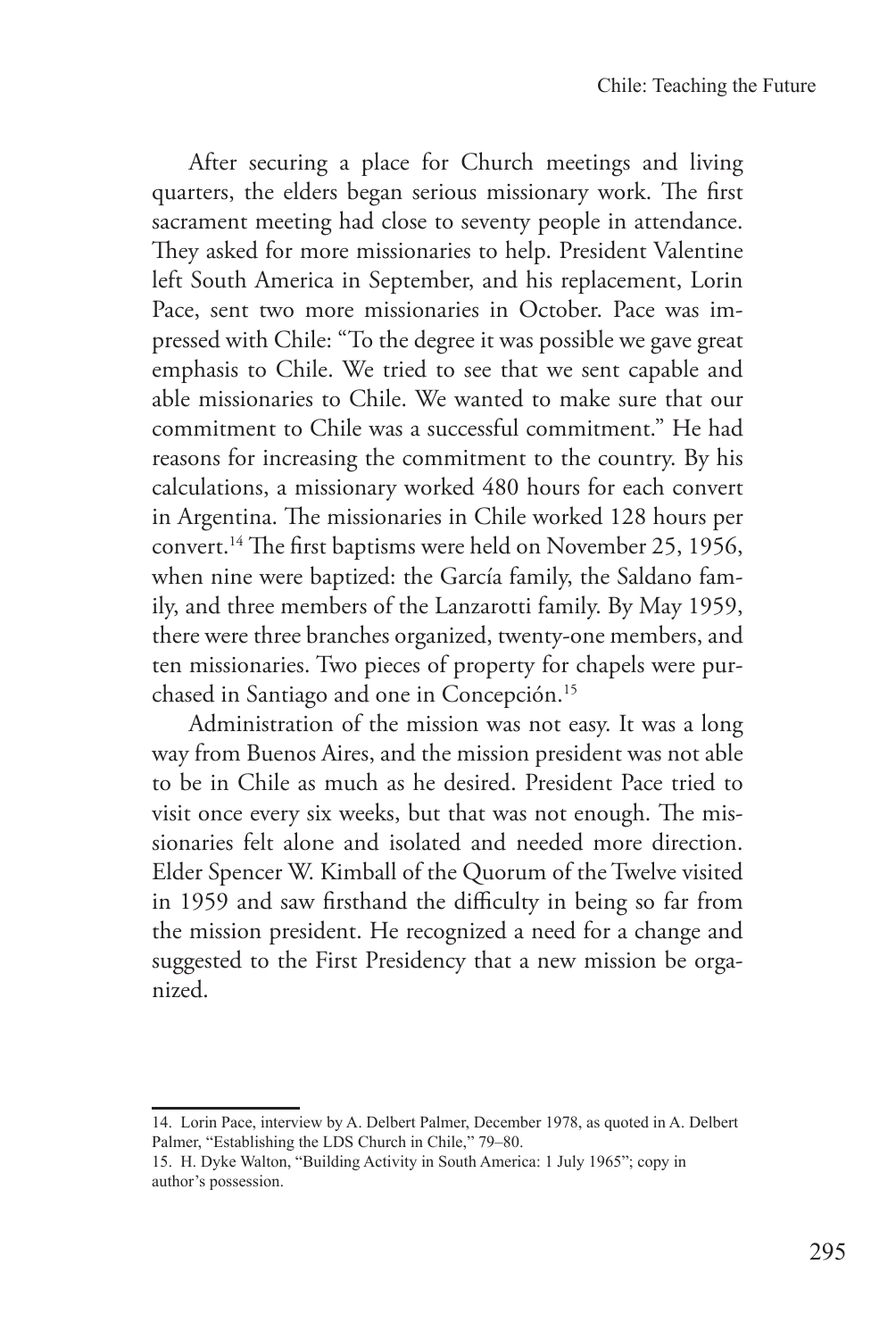After securing a place for Church meetings and living quarters, the elders began serious missionary work. The first sacrament meeting had close to seventy people in attendance. They asked for more missionaries to help. President Valentine left South America in September, and his replacement, Lorin Pace, sent two more missionaries in October. Pace was impressed with Chile: "To the degree it was possible we gave great emphasis to Chile. We tried to see that we sent capable and able missionaries to Chile. We wanted to make sure that our commitment to Chile was a successful commitment." He had reasons for increasing the commitment to the country. By his calculations, a missionary worked 480 hours for each convert in Argentina. The missionaries in Chile worked 128 hours per convert.[14] The first baptisms were held on November 25, 1956, when nine were baptized: the García family, the Saldano family, and three members of the Lanzarotti family. By May 1959, there were three branches organized, twenty-one members, and ten missionaries. Two pieces of property for chapels were purchased in Santiago and one in Concepción.[15]

Administration of the mission was not easy. It was a long way from Buenos Aires, and the mission president was not able to be in Chile as much as he desired. President Pace tried to visit once every six weeks, but that was not enough. The missionaries felt alone and isolated and needed more direction. Elder Spencer W. Kimball of the Quorum of the Twelve visited in 1959 and saw firsthand the difficulty in being so far from the mission president. He recognized a need for a change and suggested to the First Presidency that a new mission be organized.

---

14. Lorin Pace, interview by A. Delbert Palmer, December 1978, as quoted in A. Delbert Palmer, "Establishing the LDS Church in Chile," 79–80.

15. H. Dyke Walton, "Building Activity in South America: 1 July 1965"; copy in author's possession.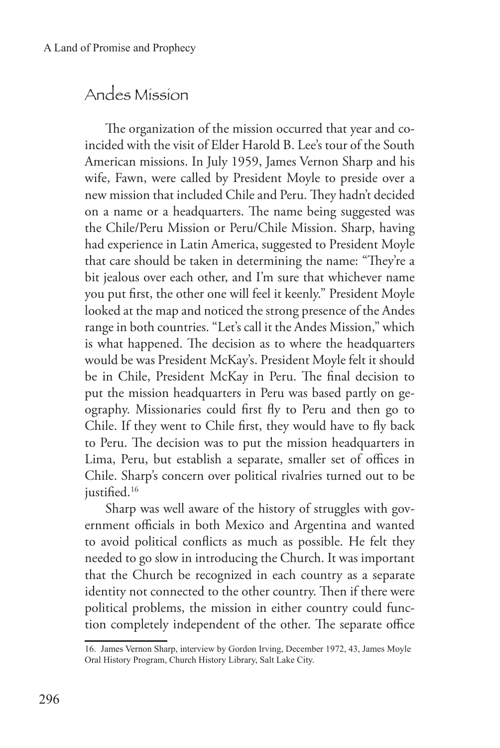## Andes Mission

The organization of the mission occurred that year and coincided with the visit of Elder Harold B. Lee's tour of the South American missions. In July 1959, James Vernon Sharp and his wife, Fawn, were called by President Moyle to preside over a new mission that included Chile and Peru. They hadn't decided on a name or a headquarters. The name being suggested was the Chile/Peru Mission or Peru/Chile Mission. Sharp, having had experience in Latin America, suggested to President Moyle that care should be taken in determining the name: "They're a bit jealous over each other, and I'm sure that whichever name you put first, the other one will feel it keenly." President Moyle looked at the map and noticed the strong presence of the Andes range in both countries. "Let's call it the Andes Mission," which is what happened. The decision as to where the headquarters would be was President McKay's. President Moyle felt it should be in Chile, President McKay in Peru. The final decision to put the mission headquarters in Peru was based partly on geography. Missionaries could first fly to Peru and then go to Chile. If they went to Chile first, they would have to fly back to Peru. The decision was to put the mission headquarters in Lima, Peru, but establish a separate, smaller set of offices in Chile. Sharp's concern over political rivalries turned out to be justified.[16]

Sharp was well aware of the history of struggles with government officials in both Mexico and Argentina and wanted to avoid political conflicts as much as possible. He felt they needed to go slow in introducing the Church. It was important that the Church be recognized in each country as a separate identity not connected to the other country. Then if there were political problems, the mission in either country could function completely independent of the other. The separate office

---

16. James Vernon Sharp, interview by Gordon Irving, December 1972, 43, James Moyle Oral History Program, Church History Library, Salt Lake City.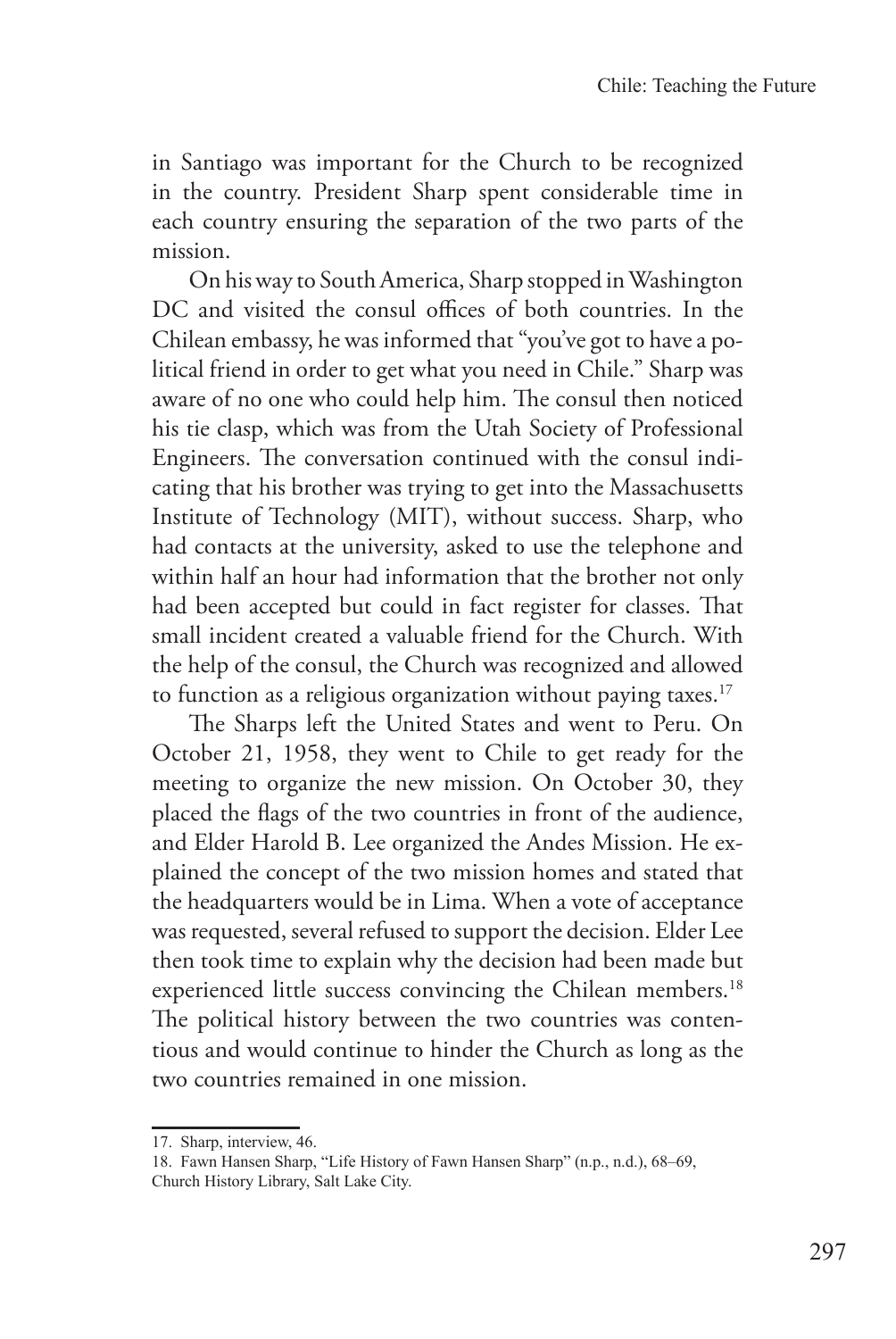in Santiago was important for the Church to be recognized in the country. President Sharp spent considerable time in each country ensuring the separation of the two parts of the mission.

On his way to South America, Sharp stopped in Washington DC and visited the consul offices of both countries. In the Chilean embassy, he was informed that "you've got to have a political friend in order to get what you need in Chile." Sharp was aware of no one who could help him. The consul then noticed his tie clasp, which was from the Utah Society of Professional Engineers. The conversation continued with the consul indicating that his brother was trying to get into the Massachusetts Institute of Technology (MIT), without success. Sharp, who had contacts at the university, asked to use the telephone and within half an hour had information that the brother not only had been accepted but could in fact register for classes. That small incident created a valuable friend for the Church. With the help of the consul, the Church was recognized and allowed to function as a religious organization without paying taxes.[17]

The Sharps left the United States and went to Peru. On October 21, 1958, they went to Chile to get ready for the meeting to organize the new mission. On October 30, they placed the flags of the two countries in front of the audience, and Elder Harold B. Lee organized the Andes Mission. He explained the concept of the two mission homes and stated that the headquarters would be in Lima. When a vote of acceptance was requested, several refused to support the decision. Elder Lee then took time to explain why the decision had been made but experienced little success convincing the Chilean members.[18] The political history between the two countries was contentious and would continue to hinder the Church as long as the two countries remained in one mission.

---

17. Sharp, interview, 46.

18. Fawn Hansen Sharp, "Life History of Fawn Hansen Sharp" (n.p., n.d.), 68–69, Church History Library, Salt Lake City.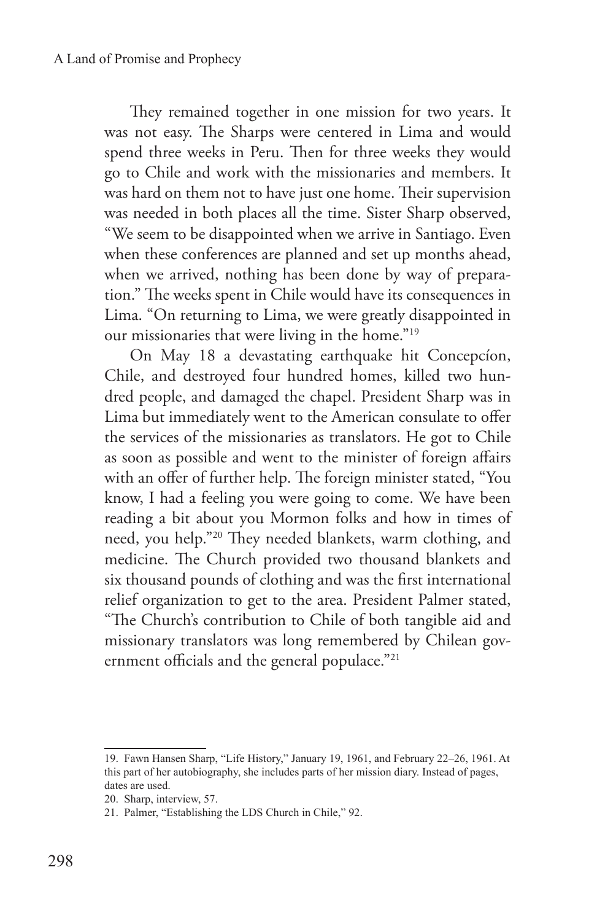They remained together in one mission for two years. It was not easy. The Sharps were centered in Lima and would spend three weeks in Peru. Then for three weeks they would go to Chile and work with the missionaries and members. It was hard on them not to have just one home. Their supervision was needed in both places all the time. Sister Sharp observed, "We seem to be disappointed when we arrive in Santiago. Even when these conferences are planned and set up months ahead, when we arrived, nothing has been done by way of preparation." The weeks spent in Chile would have its consequences in Lima. "On returning to Lima, we were greatly disappointed in our missionaries that were living in the home."[19]

On May 18 a devastating earthquake hit Concepcíon, Chile, and destroyed four hundred homes, killed two hundred people, and damaged the chapel. President Sharp was in Lima but immediately went to the American consulate to offer the services of the missionaries as translators. He got to Chile as soon as possible and went to the minister of foreign affairs with an offer of further help. The foreign minister stated, "You know, I had a feeling you were going to come. We have been reading a bit about you Mormon folks and how in times of need, you help."[20] They needed blankets, warm clothing, and medicine. The Church provided two thousand blankets and six thousand pounds of clothing and was the first international relief organization to get to the area. President Palmer stated, "The Church's contribution to Chile of both tangible aid and missionary translators was long remembered by Chilean government officials and the general populace."[21]

---

19. Fawn Hansen Sharp, "Life History," January 19, 1961, and February 22–26, 1961. At this part of her autobiography, she includes parts of her mission diary. Instead of pages, dates are used.

20. Sharp, interview, 57.

21. Palmer, "Establishing the LDS Church in Chile," 92.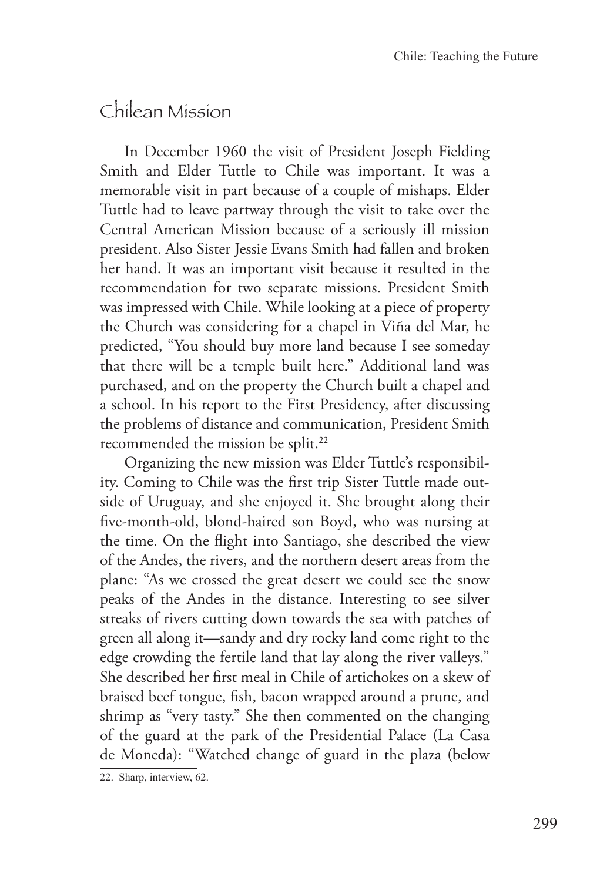## Chilean Mission

In December 1960 the visit of President Joseph Fielding Smith and Elder Tuttle to Chile was important. It was a memorable visit in part because of a couple of mishaps. Elder Tuttle had to leave partway through the visit to take over the Central American Mission because of a seriously ill mission president. Also Sister Jessie Evans Smith had fallen and broken her hand. It was an important visit because it resulted in the recommendation for two separate missions. President Smith was impressed with Chile. While looking at a piece of property the Church was considering for a chapel in Viña del Mar, he predicted, "You should buy more land because I see someday that there will be a temple built here." Additional land was purchased, and on the property the Church built a chapel and a school. In his report to the First Presidency, after discussing the problems of distance and communication, President Smith recommended the mission be split.[22]

Organizing the new mission was Elder Tuttle's responsibility. Coming to Chile was the first trip Sister Tuttle made outside of Uruguay, and she enjoyed it. She brought along their five-month-old, blond-haired son Boyd, who was nursing at the time. On the flight into Santiago, she described the view of the Andes, the rivers, and the northern desert areas from the plane: "As we crossed the great desert we could see the snow peaks of the Andes in the distance. Interesting to see silver streaks of rivers cutting down towards the sea with patches of green all along it—sandy and dry rocky land come right to the edge crowding the fertile land that lay along the river valleys." She described her first meal in Chile of artichokes on a skew of braised beef tongue, fish, bacon wrapped around a prune, and shrimp as "very tasty." She then commented on the changing of the guard at the park of the Presidential Palace (La Casa de Moneda): "Watched change of guard in the plaza (below

22. Sharp, interview, 62.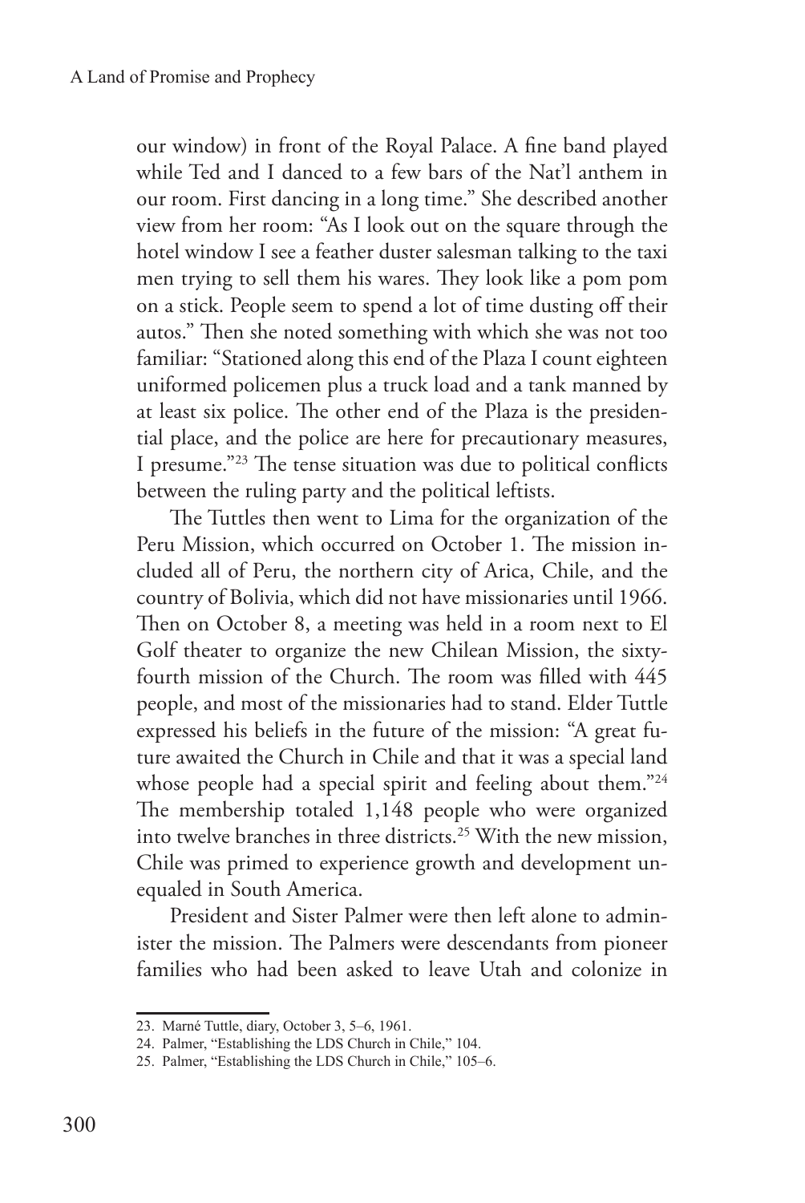our window) in front of the Royal Palace. A fine band played while Ted and I danced to a few bars of the Nat'l anthem in our room. First dancing in a long time." She described another view from her room: "As I look out on the square through the hotel window I see a feather duster salesman talking to the taxi men trying to sell them his wares. They look like a pom pom on a stick. People seem to spend a lot of time dusting off their autos." Then she noted something with which she was not too familiar: "Stationed along this end of the Plaza I count eighteen uniformed policemen plus a truck load and a tank manned by at least six police. The other end of the Plaza is the presidential place, and the police are here for precautionary measures, I presume."[23] The tense situation was due to political conflicts between the ruling party and the political leftists.

The Tuttles then went to Lima for the organization of the Peru Mission, which occurred on October 1. The mission included all of Peru, the northern city of Arica, Chile, and the country of Bolivia, which did not have missionaries until 1966. Then on October 8, a meeting was held in a room next to El Golf theater to organize the new Chilean Mission, the sixty-fourth mission of the Church. The room was filled with 445 people, and most of the missionaries had to stand. Elder Tuttle expressed his beliefs in the future of the mission: "A great future awaited the Church in Chile and that it was a special land whose people had a special spirit and feeling about them."[24] The membership totaled 1,148 people who were organized into twelve branches in three districts.[25] With the new mission, Chile was primed to experience growth and development unequaled in South America.

President and Sister Palmer were then left alone to administer the mission. The Palmers were descendants from pioneer families who had been asked to leave Utah and colonize in

23. Marné Tuttle, diary, October 3, 5–6, 1961.

24. Palmer, "Establishing the LDS Church in Chile," 104.

25. Palmer, "Establishing the LDS Church in Chile," 105–6.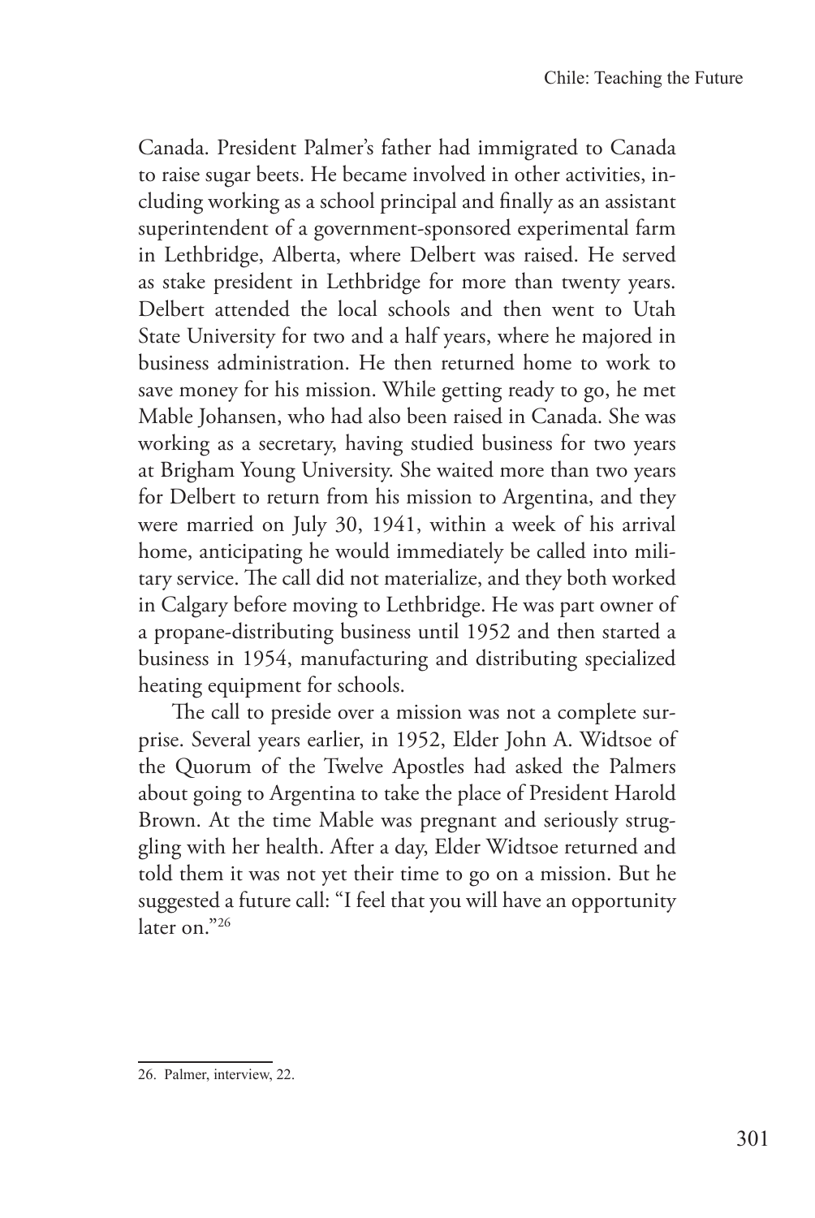Canada. President Palmer's father had immigrated to Canada to raise sugar beets. He became involved in other activities, including working as a school principal and finally as an assistant superintendent of a government-sponsored experimental farm in Lethbridge, Alberta, where Delbert was raised. He served as stake president in Lethbridge for more than twenty years. Delbert attended the local schools and then went to Utah State University for two and a half years, where he majored in business administration. He then returned home to work to save money for his mission. While getting ready to go, he met Mable Johansen, who had also been raised in Canada. She was working as a secretary, having studied business for two years at Brigham Young University. She waited more than two years for Delbert to return from his mission to Argentina, and they were married on July 30, 1941, within a week of his arrival home, anticipating he would immediately be called into military service. The call did not materialize, and they both worked in Calgary before moving to Lethbridge. He was part owner of a propane-distributing business until 1952 and then started a business in 1954, manufacturing and distributing specialized heating equipment for schools.

The call to preside over a mission was not a complete surprise. Several years earlier, in 1952, Elder John A. Widtsoe of the Quorum of the Twelve Apostles had asked the Palmers about going to Argentina to take the place of President Harold Brown. At the time Mable was pregnant and seriously struggling with her health. After a day, Elder Widtsoe returned and told them it was not yet their time to go on a mission. But he suggested a future call: "I feel that you will have an opportunity later on."[26]

26. Palmer, interview, 22.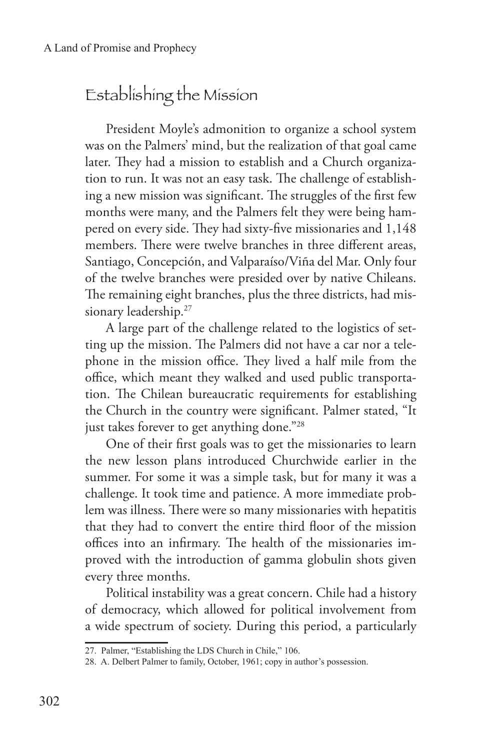## Establishing the Mission

President Moyle's admonition to organize a school system was on the Palmers' mind, but the realization of that goal came later. They had a mission to establish and a Church organization to run. It was not an easy task. The challenge of establishing a new mission was significant. The struggles of the first few months were many, and the Palmers felt they were being hampered on every side. They had sixty-five missionaries and 1,148 members. There were twelve branches in three different areas, Santiago, Concepción, and Valparaíso/Viña del Mar. Only four of the twelve branches were presided over by native Chileans. The remaining eight branches, plus the three districts, had missionary leadership.[27]

A large part of the challenge related to the logistics of setting up the mission. The Palmers did not have a car nor a telephone in the mission office. They lived a half mile from the office, which meant they walked and used public transportation. The Chilean bureaucratic requirements for establishing the Church in the country were significant. Palmer stated, "It just takes forever to get anything done."[28]

One of their first goals was to get the missionaries to learn the new lesson plans introduced Churchwide earlier in the summer. For some it was a simple task, but for many it was a challenge. It took time and patience. A more immediate problem was illness. There were so many missionaries with hepatitis that they had to convert the entire third floor of the mission offices into an infirmary. The health of the missionaries improved with the introduction of gamma globulin shots given every three months.

Political instability was a great concern. Chile had a history of democracy, which allowed for political involvement from a wide spectrum of society. During this period, a particularly

---

27. Palmer, "Establishing the LDS Church in Chile," 106.

28. A. Delbert Palmer to family, October, 1961; copy in author's possession.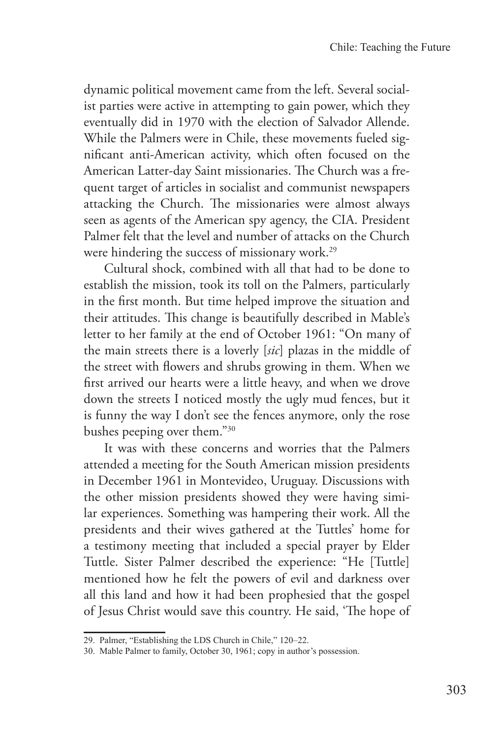dynamic political movement came from the left. Several socialist parties were active in attempting to gain power, which they eventually did in 1970 with the election of Salvador Allende. While the Palmers were in Chile, these movements fueled significant anti-American activity, which often focused on the American Latter-day Saint missionaries. The Church was a frequent target of articles in socialist and communist newspapers attacking the Church. The missionaries were almost always seen as agents of the American spy agency, the CIA. President Palmer felt that the level and number of attacks on the Church were hindering the success of missionary work.[29]

Cultural shock, combined with all that had to be done to establish the mission, took its toll on the Palmers, particularly in the first month. But time helped improve the situation and their attitudes. This change is beautifully described in Mable's letter to her family at the end of October 1961: "On many of the main streets there is a loverly [*sic*] plazas in the middle of the street with flowers and shrubs growing in them. When we first arrived our hearts were a little heavy, and when we drove down the streets I noticed mostly the ugly mud fences, but it is funny the way I don't see the fences anymore, only the rose bushes peeping over them."[30]

It was with these concerns and worries that the Palmers attended a meeting for the South American mission presidents in December 1961 in Montevideo, Uruguay. Discussions with the other mission presidents showed they were having similar experiences. Something was hampering their work. All the presidents and their wives gathered at the Tuttles' home for a testimony meeting that included a special prayer by Elder Tuttle. Sister Palmer described the experience: "He [Tuttle] mentioned how he felt the powers of evil and darkness over all this land and how it had been prophesied that the gospel of Jesus Christ would save this country. He said, 'The hope of

---

29. Palmer, "Establishing the LDS Church in Chile," 120–22.

30. Mable Palmer to family, October 30, 1961; copy in author's possession.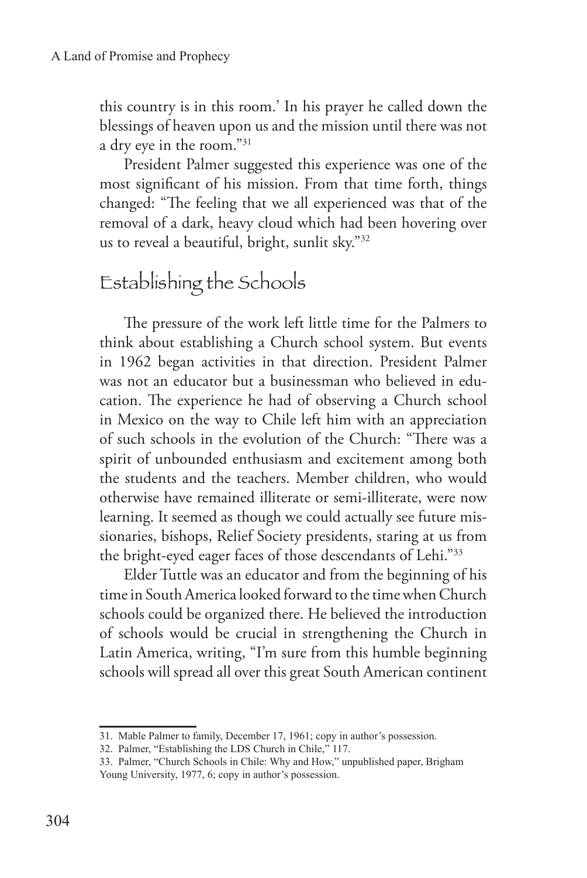this country is in this room.' In his prayer he called down the blessings of heaven upon us and the mission until there was not a dry eye in the room."[31]

President Palmer suggested this experience was one of the most significant of his mission. From that time forth, things changed: "The feeling that we all experienced was that of the removal of a dark, heavy cloud which had been hovering over us to reveal a beautiful, bright, sunlit sky."[32]

## Establishing the Schools

The pressure of the work left little time for the Palmers to think about establishing a Church school system. But events in 1962 began activities in that direction. President Palmer was not an educator but a businessman who believed in education. The experience he had of observing a Church school in Mexico on the way to Chile left him with an appreciation of such schools in the evolution of the Church: "There was a spirit of unbounded enthusiasm and excitement among both the students and the teachers. Member children, who would otherwise have remained illiterate or semi-illiterate, were now learning. It seemed as though we could actually see future missionaries, bishops, Relief Society presidents, staring at us from the bright-eyed eager faces of those descendants of Lehi."[33]

Elder Tuttle was an educator and from the beginning of his time in South America looked forward to the time when Church schools could be organized there. He believed the introduction of schools would be crucial in strengthening the Church in Latin America, writing, "I'm sure from this humble beginning schools will spread all over this great South American continent

---

31. Mable Palmer to family, December 17, 1961; copy in author's possession.

32. Palmer, "Establishing the LDS Church in Chile," 117.

33. Palmer, "Church Schools in Chile: Why and How," unpublished paper, Brigham Young University, 1977, 6; copy in author's possession.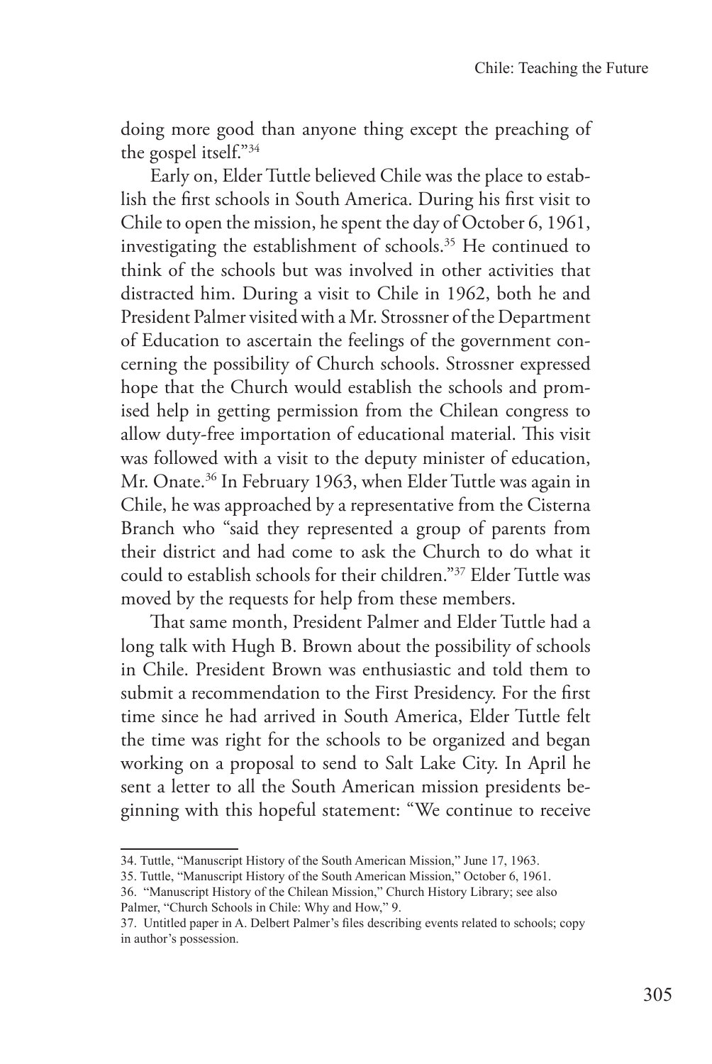doing more good than anyone thing except the preaching of the gospel itself."[34]

Early on, Elder Tuttle believed Chile was the place to establish the first schools in South America. During his first visit to Chile to open the mission, he spent the day of October 6, 1961, investigating the establishment of schools.[35] He continued to think of the schools but was involved in other activities that distracted him. During a visit to Chile in 1962, both he and President Palmer visited with a Mr. Strossner of the Department of Education to ascertain the feelings of the government concerning the possibility of Church schools. Strossner expressed hope that the Church would establish the schools and promised help in getting permission from the Chilean congress to allow duty-free importation of educational material. This visit was followed with a visit to the deputy minister of education, Mr. Onate.[36] In February 1963, when Elder Tuttle was again in Chile, he was approached by a representative from the Cisterna Branch who "said they represented a group of parents from their district and had come to ask the Church to do what it could to establish schools for their children."[37] Elder Tuttle was moved by the requests for help from these members.

That same month, President Palmer and Elder Tuttle had a long talk with Hugh B. Brown about the possibility of schools in Chile. President Brown was enthusiastic and told them to submit a recommendation to the First Presidency. For the first time since he had arrived in South America, Elder Tuttle felt the time was right for the schools to be organized and began working on a proposal to send to Salt Lake City. In April he sent a letter to all the South American mission presidents beginning with this hopeful statement: "We continue to receive

---

34. Tuttle, "Manuscript History of the South American Mission," June 17, 1963.

35. Tuttle, "Manuscript History of the South American Mission," October 6, 1961.

36. "Manuscript History of the Chilean Mission," Church History Library; see also Palmer, "Church Schools in Chile: Why and How," 9.

37. Untitled paper in A. Delbert Palmer's files describing events related to schools; copy in author's possession.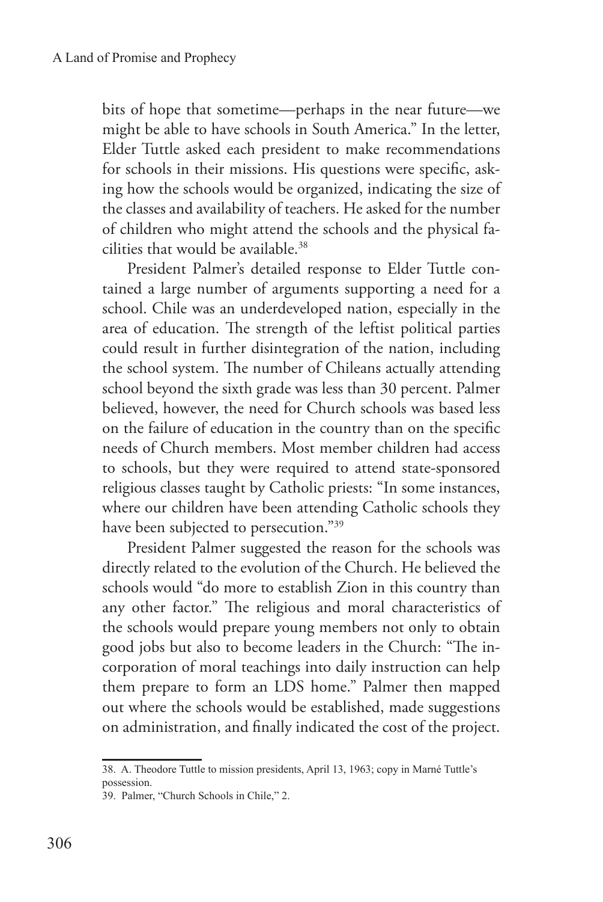bits of hope that sometime—perhaps in the near future—we might be able to have schools in South America." In the letter, Elder Tuttle asked each president to make recommendations for schools in their missions. His questions were specific, asking how the schools would be organized, indicating the size of the classes and availability of teachers. He asked for the number of children who might attend the schools and the physical facilities that would be available.[38]

President Palmer's detailed response to Elder Tuttle contained a large number of arguments supporting a need for a school. Chile was an underdeveloped nation, especially in the area of education. The strength of the leftist political parties could result in further disintegration of the nation, including the school system. The number of Chileans actually attending school beyond the sixth grade was less than 30 percent. Palmer believed, however, the need for Church schools was based less on the failure of education in the country than on the specific needs of Church members. Most member children had access to schools, but they were required to attend state-sponsored religious classes taught by Catholic priests: "In some instances, where our children have been attending Catholic schools they have been subjected to persecution."[39]

President Palmer suggested the reason for the schools was directly related to the evolution of the Church. He believed the schools would "do more to establish Zion in this country than any other factor." The religious and moral characteristics of the schools would prepare young members not only to obtain good jobs but also to become leaders in the Church: "The incorporation of moral teachings into daily instruction can help them prepare to form an LDS home." Palmer then mapped out where the schools would be established, made suggestions on administration, and finally indicated the cost of the project.

38. A. Theodore Tuttle to mission presidents, April 13, 1963; copy in Marné Tuttle's possession.

39. Palmer, "Church Schools in Chile," 2.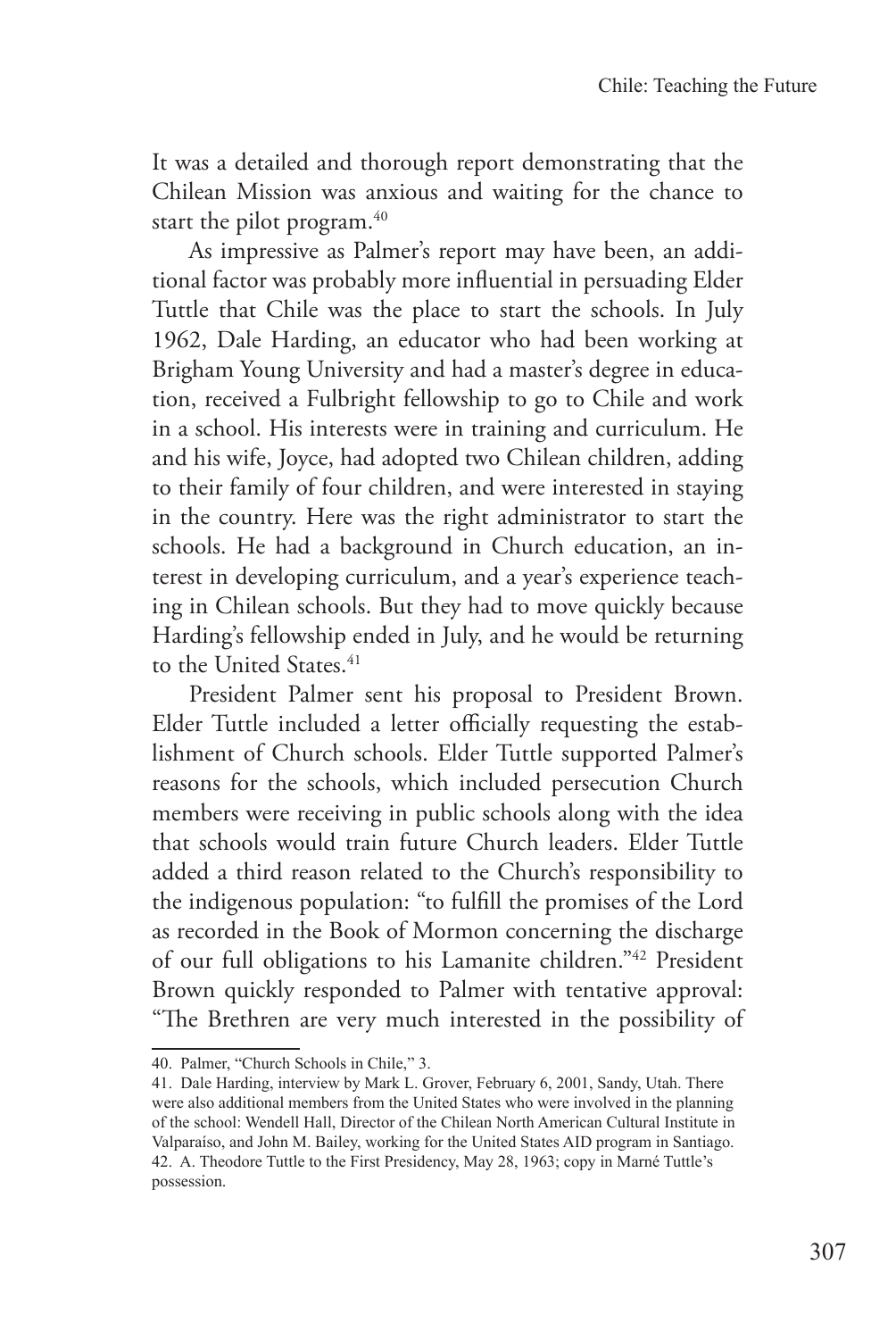It was a detailed and thorough report demonstrating that the Chilean Mission was anxious and waiting for the chance to start the pilot program.[40]

As impressive as Palmer's report may have been, an additional factor was probably more influential in persuading Elder Tuttle that Chile was the place to start the schools. In July 1962, Dale Harding, an educator who had been working at Brigham Young University and had a master's degree in education, received a Fulbright fellowship to go to Chile and work in a school. His interests were in training and curriculum. He and his wife, Joyce, had adopted two Chilean children, adding to their family of four children, and were interested in staying in the country. Here was the right administrator to start the schools. He had a background in Church education, an interest in developing curriculum, and a year's experience teaching in Chilean schools. But they had to move quickly because Harding's fellowship ended in July, and he would be returning to the United States.[41]

President Palmer sent his proposal to President Brown. Elder Tuttle included a letter officially requesting the establishment of Church schools. Elder Tuttle supported Palmer's reasons for the schools, which included persecution Church members were receiving in public schools along with the idea that schools would train future Church leaders. Elder Tuttle added a third reason related to the Church's responsibility to the indigenous population: "to fulfill the promises of the Lord as recorded in the Book of Mormon concerning the discharge of our full obligations to his Lamanite children."[42] President Brown quickly responded to Palmer with tentative approval: "The Brethren are very much interested in the possibility of

---

40. Palmer, "Church Schools in Chile," 3.

41. Dale Harding, interview by Mark L. Grover, February 6, 2001, Sandy, Utah. There were also additional members from the United States who were involved in the planning of the school: Wendell Hall, Director of the Chilean North American Cultural Institute in Valparaíso, and John M. Bailey, working for the United States AID program in Santiago.

42. A. Theodore Tuttle to the First Presidency, May 28, 1963; copy in Marné Tuttle's possession.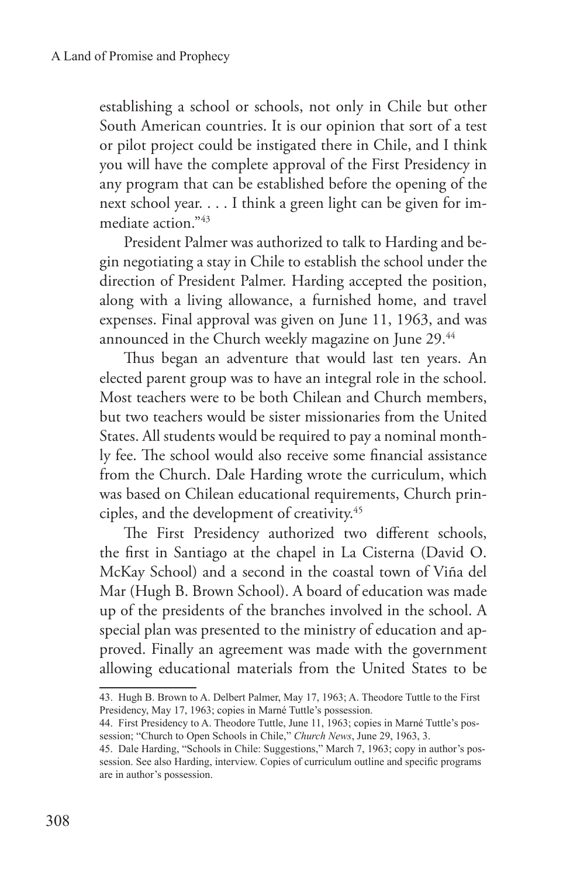establishing a school or schools, not only in Chile but other South American countries. It is our opinion that sort of a test or pilot project could be instigated there in Chile, and I think you will have the complete approval of the First Presidency in any program that can be established before the opening of the next school year. . . . I think a green light can be given for immediate action."[43]

President Palmer was authorized to talk to Harding and begin negotiating a stay in Chile to establish the school under the direction of President Palmer. Harding accepted the position, along with a living allowance, a furnished home, and travel expenses. Final approval was given on June 11, 1963, and was announced in the Church weekly magazine on June 29.[44]

Thus began an adventure that would last ten years. An elected parent group was to have an integral role in the school. Most teachers were to be both Chilean and Church members, but two teachers would be sister missionaries from the United States. All students would be required to pay a nominal monthly fee. The school would also receive some financial assistance from the Church. Dale Harding wrote the curriculum, which was based on Chilean educational requirements, Church principles, and the development of creativity.[45]

The First Presidency authorized two different schools, the first in Santiago at the chapel in La Cisterna (David O. McKay School) and a second in the coastal town of Viña del Mar (Hugh B. Brown School). A board of education was made up of the presidents of the branches involved in the school. A special plan was presented to the ministry of education and approved. Finally an agreement was made with the government allowing educational materials from the United States to be

---

43. Hugh B. Brown to A. Delbert Palmer, May 17, 1963; A. Theodore Tuttle to the First Presidency, May 17, 1963; copies in Marné Tuttle's possession.

44. First Presidency to A. Theodore Tuttle, June 11, 1963; copies in Marné Tuttle's possession; "Church to Open Schools in Chile," *Church News*, June 29, 1963, 3.

45. Dale Harding, "Schools in Chile: Suggestions," March 7, 1963; copy in author's possession. See also Harding, interview. Copies of curriculum outline and specific programs are in author's possession.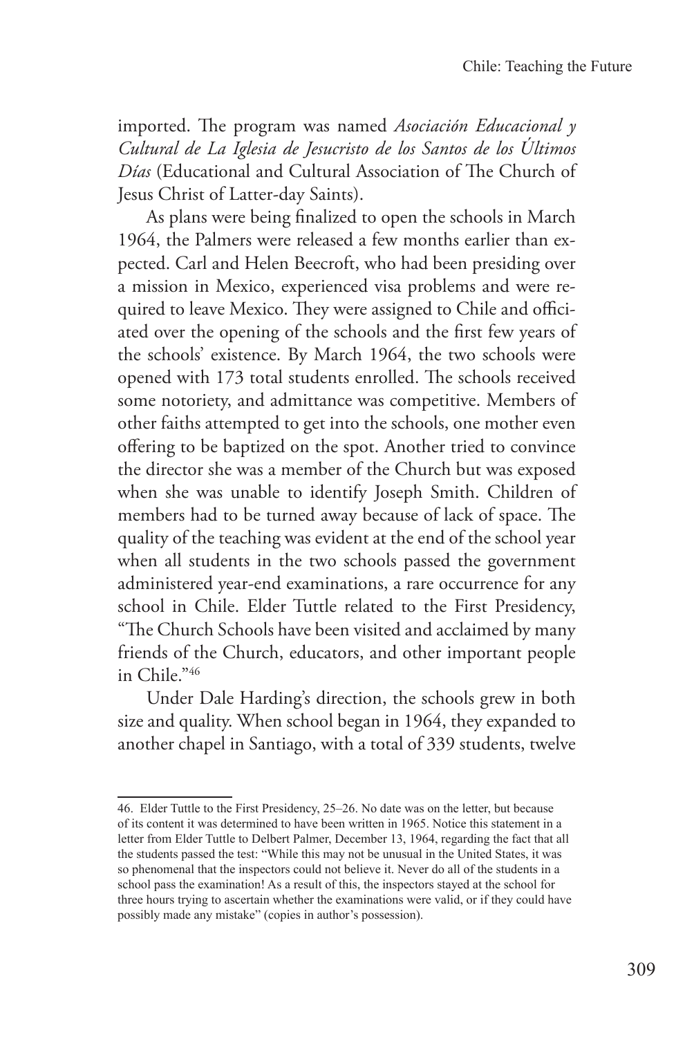imported. The program was named *Asociación Educacional y Cultural de La Iglesia de Jesucristo de los Santos de los Últimos Días* (Educational and Cultural Association of The Church of Jesus Christ of Latter-day Saints).

As plans were being finalized to open the schools in March 1964, the Palmers were released a few months earlier than expected. Carl and Helen Beecroft, who had been presiding over a mission in Mexico, experienced visa problems and were required to leave Mexico. They were assigned to Chile and officiated over the opening of the schools and the first few years of the schools' existence. By March 1964, the two schools were opened with 173 total students enrolled. The schools received some notoriety, and admittance was competitive. Members of other faiths attempted to get into the schools, one mother even offering to be baptized on the spot. Another tried to convince the director she was a member of the Church but was exposed when she was unable to identify Joseph Smith. Children of members had to be turned away because of lack of space. The quality of the teaching was evident at the end of the school year when all students in the two schools passed the government administered year-end examinations, a rare occurrence for any school in Chile. Elder Tuttle related to the First Presidency, "The Church Schools have been visited and acclaimed by many friends of the Church, educators, and other important people in Chile."[46]

Under Dale Harding's direction, the schools grew in both size and quality. When school began in 1964, they expanded to another chapel in Santiago, with a total of 339 students, twelve

---

46. Elder Tuttle to the First Presidency, 25–26. No date was on the letter, but because of its content it was determined to have been written in 1965. Notice this statement in a letter from Elder Tuttle to Delbert Palmer, December 13, 1964, regarding the fact that all the students passed the test: "While this may not be unusual in the United States, it was so phenomenal that the inspectors could not believe it. Never do all of the students in a school pass the examination! As a result of this, the inspectors stayed at the school for three hours trying to ascertain whether the examinations were valid, or if they could have possibly made any mistake" (copies in author's possession).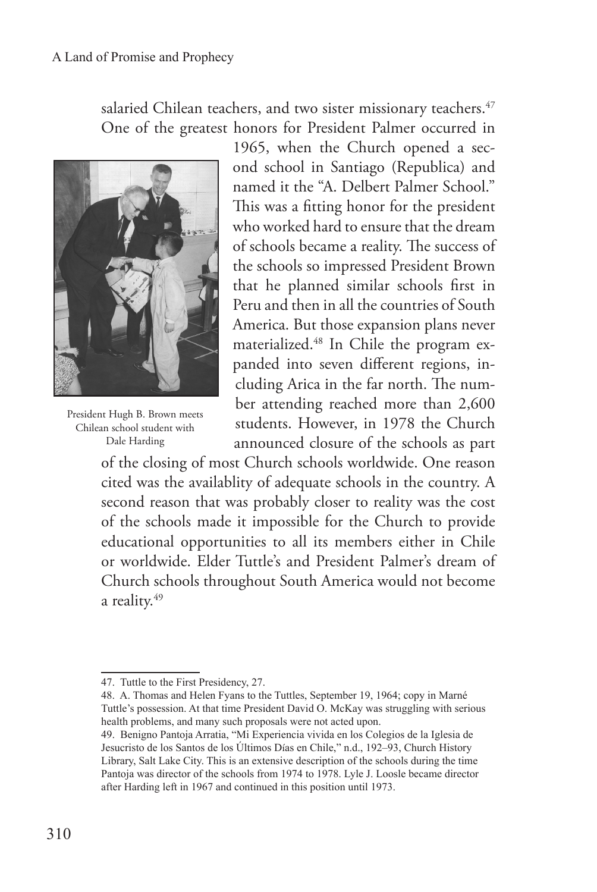salaried Chilean teachers, and two sister missionary teachers.[47] One of the greatest honors for President Palmer occurred in 1965, when the Church opened a second school in Santiago (Republica) and named it the "A. Delbert Palmer School." This was a fitting honor for the president who worked hard to ensure that the dream of schools became a reality. The success of the schools so impressed President Brown that he planned similar schools first in Peru and then in all the countries of South America. But those expansion plans never materialized.[48] In Chile the program expanded into seven different regions, including Arica in the far north. The number attending reached more than 2,600 students. However, in 1978 the Church announced closure of the schools as part of the closing of most Church schools worldwide. One reason cited was the availablity of adequate schools in the country. A second reason that was probably closer to reality was the cost of the schools made it impossible for the Church to provide educational opportunities to all its members either in Chile or worldwide. Elder Tuttle's and President Palmer's dream of Church schools throughout South America would not become a reality.[49]

President Hugh B. Brown meets Chilean school student with Dale Harding

---

47. Tuttle to the First Presidency, 27.

48. A. Thomas and Helen Fyans to the Tuttles, September 19, 1964; copy in Marné Tuttle's possession. At that time President David O. McKay was struggling with serious health problems, and many such proposals were not acted upon.

49. Benigno Pantoja Arratia, "Mi Experiencia vivida en los Colegios de la Iglesia de Jesucristo de los Santos de los Últimos Días en Chile," n.d., 192–93, Church History Library, Salt Lake City. This is an extensive description of the schools during the time Pantoja was director of the schools from 1974 to 1978. Lyle J. Loosle became director after Harding left in 1967 and continued in this position until 1973.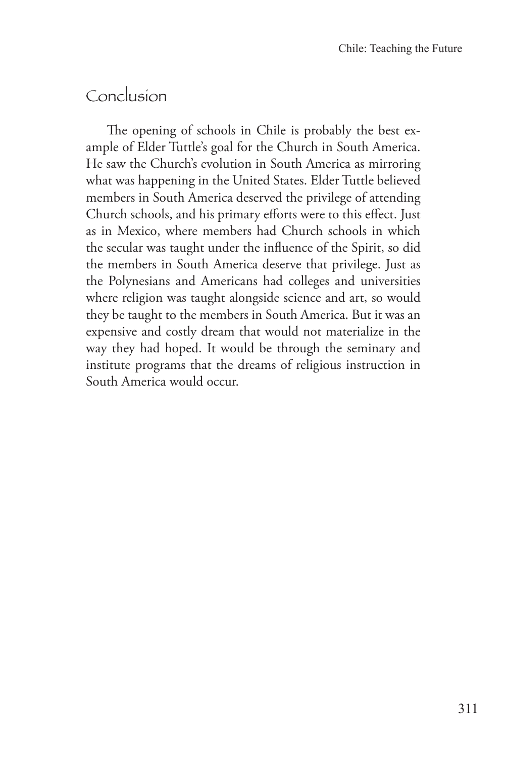## Conclusion

The opening of schools in Chile is probably the best example of Elder Tuttle's goal for the Church in South America. He saw the Church's evolution in South America as mirroring what was happening in the United States. Elder Tuttle believed members in South America deserved the privilege of attending Church schools, and his primary efforts were to this effect. Just as in Mexico, where members had Church schools in which the secular was taught under the influence of the Spirit, so did the members in South America deserve that privilege. Just as the Polynesians and Americans had colleges and universities where religion was taught alongside science and art, so would they be taught to the members in South America. But it was an expensive and costly dream that would not materialize in the way they had hoped. It would be through the seminary and institute programs that the dreams of religious instruction in South America would occur.